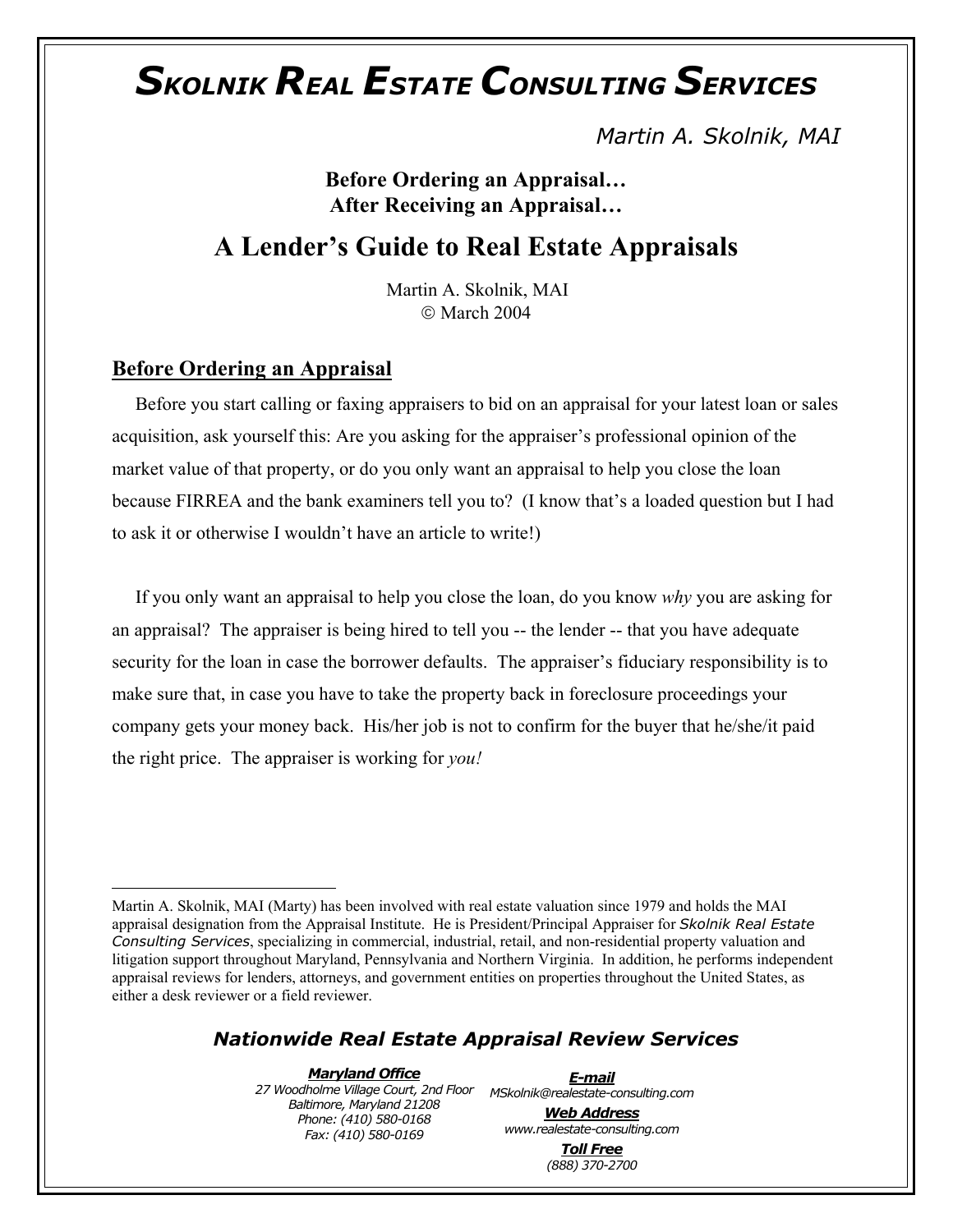# *Skolnik Real Estate Consulting Services*

*Martin A. Skolnik, MAI*

**Before Ordering an Appraisal…**
**After Receiving an Appraisal…**

## A Lender's Guide to Real Estate Appraisals

Martin A. Skolnik, MAI
© March 2004

### Before Ordering an Appraisal

Before you start calling or faxing appraisers to bid on an appraisal for your latest loan or sales acquisition, ask yourself this: Are you asking for the appraiser's professional opinion of the market value of that property, or do you only want an appraisal to help you close the loan because FIRREA and the bank examiners tell you to? (I know that's a loaded question but I had to ask it or otherwise I wouldn't have an article to write!)

If you only want an appraisal to help you close the loan, do you know *why* you are asking for an appraisal? The appraiser is being hired to tell you -- the lender -- that you have adequate security for the loan in case the borrower defaults. The appraiser's fiduciary responsibility is to make sure that, in case you have to take the property back in foreclosure proceedings your company gets your money back. His/her job is not to confirm for the buyer that he/she/it paid the right price. The appraiser is working for *you!*

---

Martin A. Skolnik, MAI (Marty) has been involved with real estate valuation since 1979 and holds the MAI appraisal designation from the Appraisal Institute. He is President/Principal Appraiser for *Skolnik Real Estate Consulting Services*, specializing in commercial, industrial, retail, and non-residential property valuation and litigation support throughout Maryland, Pennsylvania and Northern Virginia. In addition, he performs independent appraisal reviews for lenders, attorneys, and government entities on properties throughout the United States, as either a desk reviewer or a field reviewer.

***Nationwide Real Estate Appraisal Review Services***

***Maryland Office***
*27 Woodholme Village Court, 2nd Floor*
*Baltimore, Maryland 21208*
*Phone: (410) 580-0168*
*Fax: (410) 580-0169*

***E-mail***
*MSkolnik@realestate-consulting.com*

***Web Address***
*www.realestate-consulting.com*

***Toll Free***
*(888) 370-2700*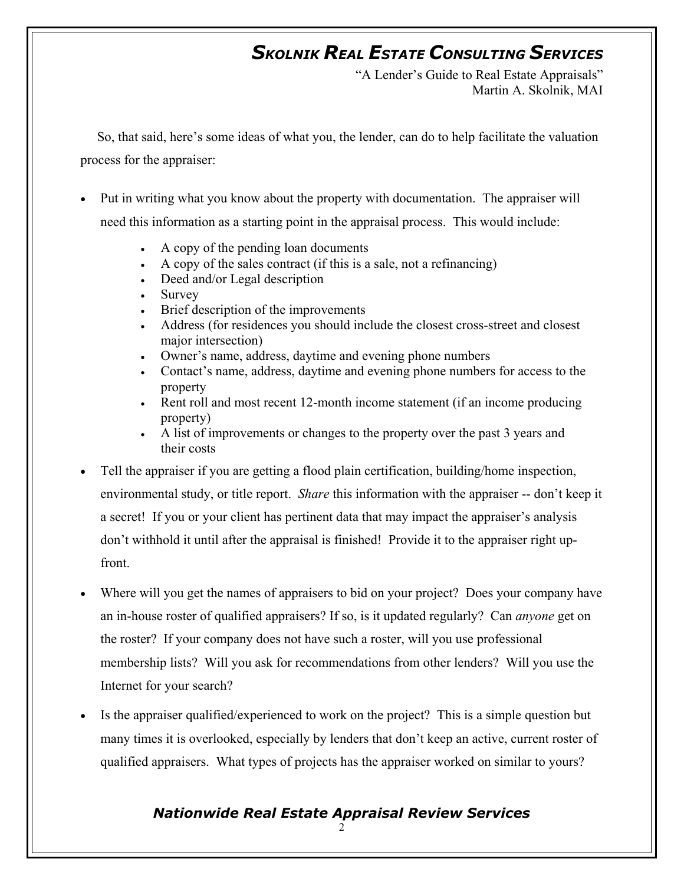So, that said, here's some ideas of what you, the lender, can do to help facilitate the valuation process for the appraiser:

- Put in writing what you know about the property with documentation. The appraiser will need this information as a starting point in the appraisal process. This would include:
    - A copy of the pending loan documents
    - A copy of the sales contract (if this is a sale, not a refinancing)
    - Deed and/or Legal description
    - Survey
    - Brief description of the improvements
    - Address (for residences you should include the closest cross-street and closest major intersection)
    - Owner's name, address, daytime and evening phone numbers
    - Contact's name, address, daytime and evening phone numbers for access to the property
    - Rent roll and most recent 12-month income statement (if an income producing property)
    - A list of improvements or changes to the property over the past 3 years and their costs
- Tell the appraiser if you are getting a flood plain certification, building/home inspection, environmental study, or title report. *Share* this information with the appraiser -- don't keep it a secret! If you or your client has pertinent data that may impact the appraiser's analysis don't withhold it until after the appraisal is finished! Provide it to the appraiser right up-front.
- Where will you get the names of appraisers to bid on your project? Does your company have an in-house roster of qualified appraisers? If so, is it updated regularly? Can *anyone* get on the roster? If your company does not have such a roster, will you use professional membership lists? Will you ask for recommendations from other lenders? Will you use the Internet for your search?
- Is the appraiser qualified/experienced to work on the project? This is a simple question but many times it is overlooked, especially by lenders that don't keep an active, current roster of qualified appraisers. What types of projects has the appraiser worked on similar to yours?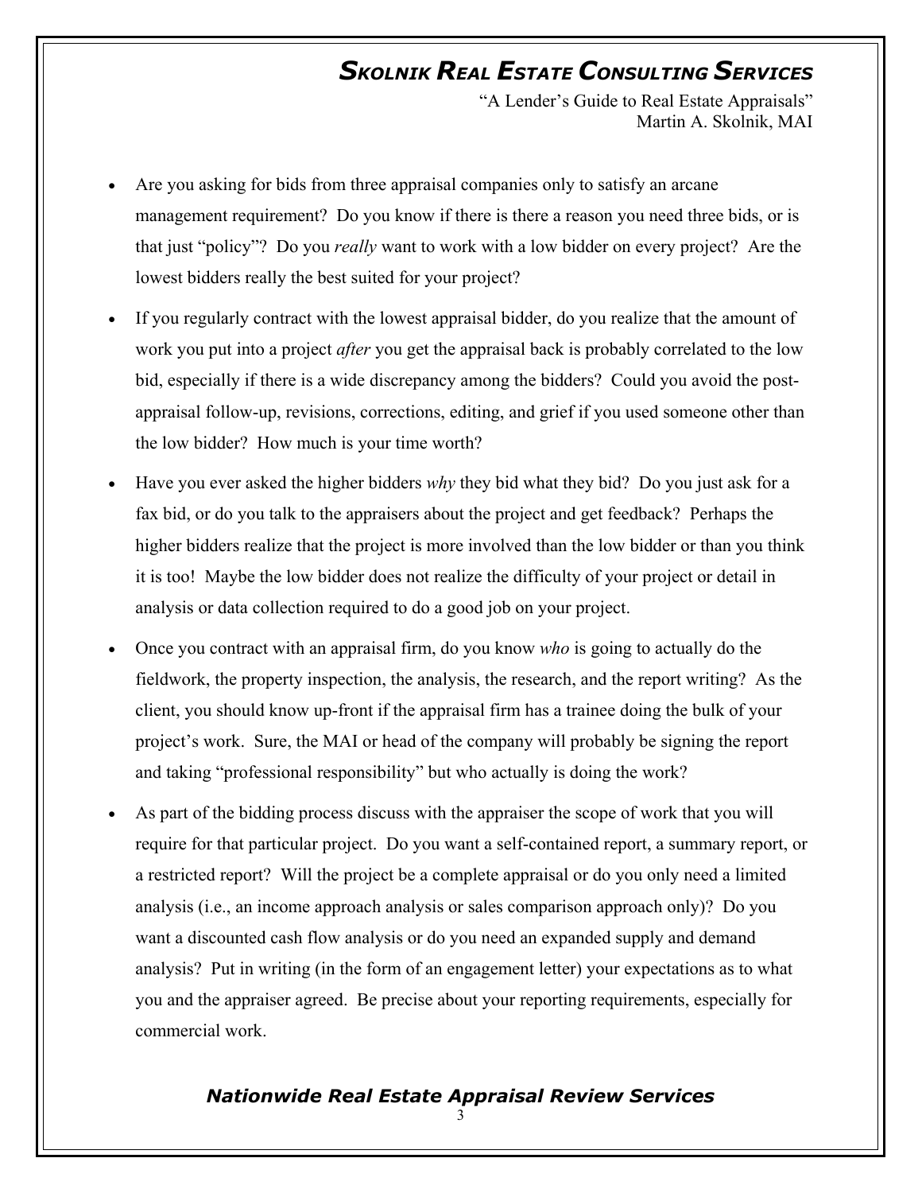- Are you asking for bids from three appraisal companies only to satisfy an arcane management requirement? Do you know if there is there a reason you need three bids, or is that just "policy"? Do you *really* want to work with a low bidder on every project? Are the lowest bidders really the best suited for your project?

- If you regularly contract with the lowest appraisal bidder, do you realize that the amount of work you put into a project *after* you get the appraisal back is probably correlated to the low bid, especially if there is a wide discrepancy among the bidders? Could you avoid the post-appraisal follow-up, revisions, corrections, editing, and grief if you used someone other than the low bidder? How much is your time worth?

- Have you ever asked the higher bidders *why* they bid what they bid? Do you just ask for a fax bid, or do you talk to the appraisers about the project and get feedback? Perhaps the higher bidders realize that the project is more involved than the low bidder or than you think it is too! Maybe the low bidder does not realize the difficulty of your project or detail in analysis or data collection required to do a good job on your project.

- Once you contract with an appraisal firm, do you know *who* is going to actually do the fieldwork, the property inspection, the analysis, the research, and the report writing? As the client, you should know up-front if the appraisal firm has a trainee doing the bulk of your project's work. Sure, the MAI or head of the company will probably be signing the report and taking "professional responsibility" but who actually is doing the work?

- As part of the bidding process discuss with the appraiser the scope of work that you will require for that particular project. Do you want a self-contained report, a summary report, or a restricted report? Will the project be a complete appraisal or do you only need a limited analysis (i.e., an income approach analysis or sales comparison approach only)? Do you want a discounted cash flow analysis or do you need an expanded supply and demand analysis? Put in writing (in the form of an engagement letter) your expectations as to what you and the appraiser agreed. Be precise about your reporting requirements, especially for commercial work.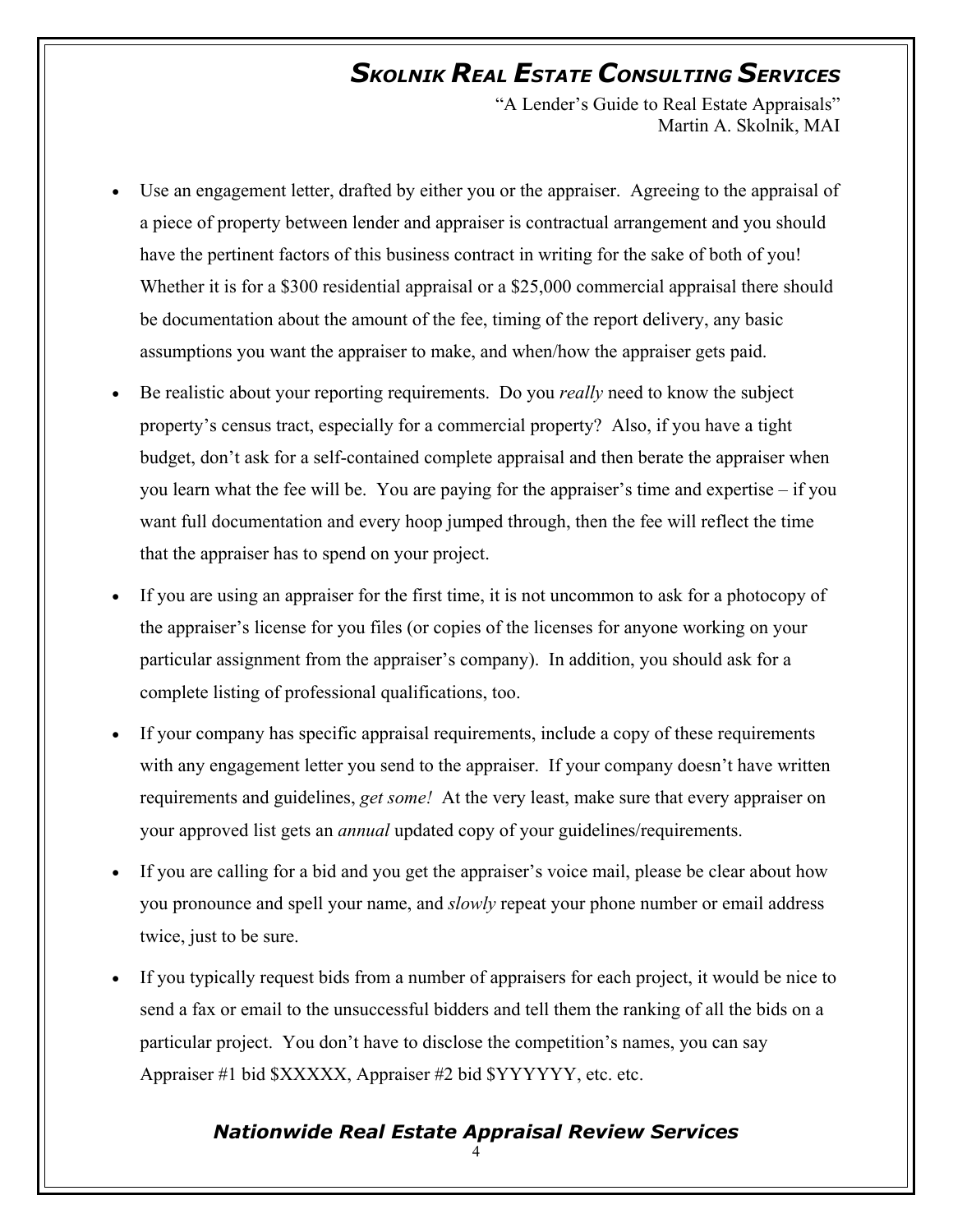- Use an engagement letter, drafted by either you or the appraiser. Agreeing to the appraisal of a piece of property between lender and appraiser is contractual arrangement and you should have the pertinent factors of this business contract in writing for the sake of both of you! Whether it is for a $300 residential appraisal or a $25,000 commercial appraisal there should be documentation about the amount of the fee, timing of the report delivery, any basic assumptions you want the appraiser to make, and when/how the appraiser gets paid.
- Be realistic about your reporting requirements. Do you *really* need to know the subject property's census tract, especially for a commercial property? Also, if you have a tight budget, don't ask for a self-contained complete appraisal and then berate the appraiser when you learn what the fee will be. You are paying for the appraiser's time and expertise – if you want full documentation and every hoop jumped through, then the fee will reflect the time that the appraiser has to spend on your project.
- If you are using an appraiser for the first time, it is not uncommon to ask for a photocopy of the appraiser's license for you files (or copies of the licenses for anyone working on your particular assignment from the appraiser's company). In addition, you should ask for a complete listing of professional qualifications, too.
- If your company has specific appraisal requirements, include a copy of these requirements with any engagement letter you send to the appraiser. If your company doesn't have written requirements and guidelines, *get some!* At the very least, make sure that every appraiser on your approved list gets an *annual* updated copy of your guidelines/requirements.
- If you are calling for a bid and you get the appraiser's voice mail, please be clear about how you pronounce and spell your name, and *slowly* repeat your phone number or email address twice, just to be sure.
- If you typically request bids from a number of appraisers for each project, it would be nice to send a fax or email to the unsuccessful bidders and tell them the ranking of all the bids on a particular project. You don't have to disclose the competition's names, you can say Appraiser #1 bid $XXXXX, Appraiser #2 bid $YYYYYY, etc. etc.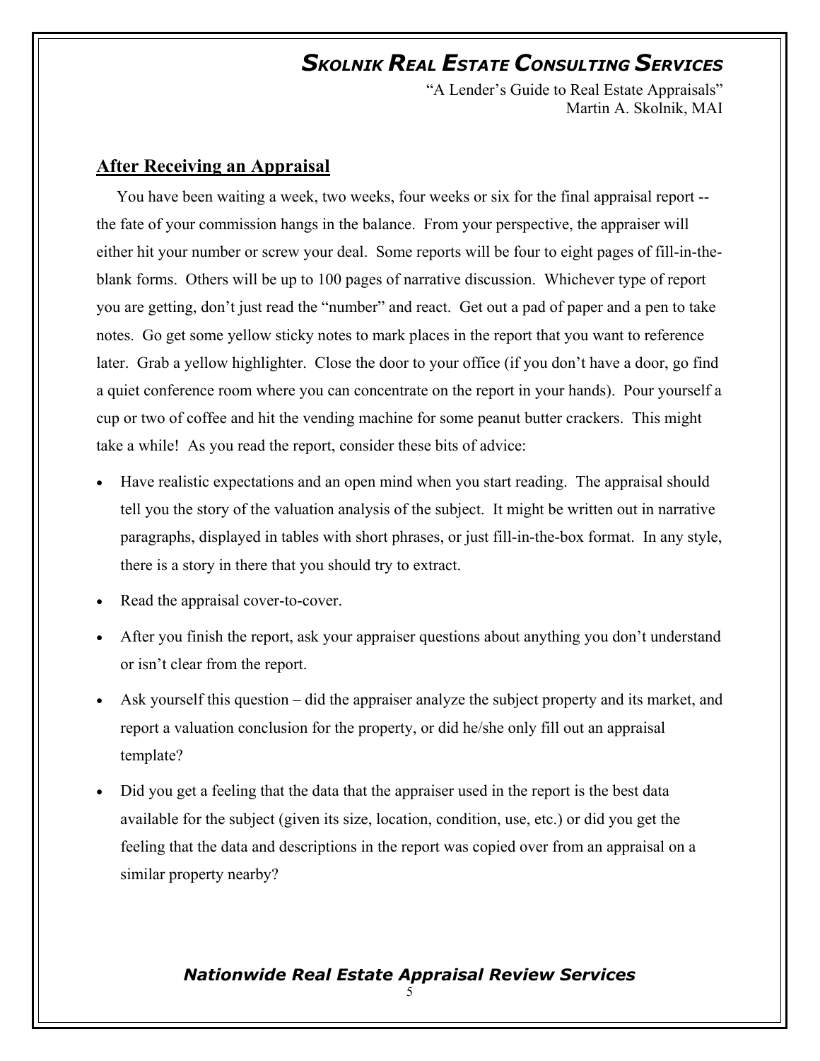## After Receiving an Appraisal

You have been waiting a week, two weeks, four weeks or six for the final appraisal report -- the fate of your commission hangs in the balance. From your perspective, the appraiser will either hit your number or screw your deal. Some reports will be four to eight pages of fill-in-the-blank forms. Others will be up to 100 pages of narrative discussion. Whichever type of report you are getting, don't just read the "number" and react. Get out a pad of paper and a pen to take notes. Go get some yellow sticky notes to mark places in the report that you want to reference later. Grab a yellow highlighter. Close the door to your office (if you don't have a door, go find a quiet conference room where you can concentrate on the report in your hands). Pour yourself a cup or two of coffee and hit the vending machine for some peanut butter crackers. This might take a while! As you read the report, consider these bits of advice:

- Have realistic expectations and an open mind when you start reading. The appraisal should tell you the story of the valuation analysis of the subject. It might be written out in narrative paragraphs, displayed in tables with short phrases, or just fill-in-the-box format. In any style, there is a story in there that you should try to extract.
- Read the appraisal cover-to-cover.
- After you finish the report, ask your appraiser questions about anything you don't understand or isn't clear from the report.
- Ask yourself this question – did the appraiser analyze the subject property and its market, and report a valuation conclusion for the property, or did he/she only fill out an appraisal template?
- Did you get a feeling that the data that the appraiser used in the report is the best data available for the subject (given its size, location, condition, use, etc.) or did you get the feeling that the data and descriptions in the report was copied over from an appraisal on a similar property nearby?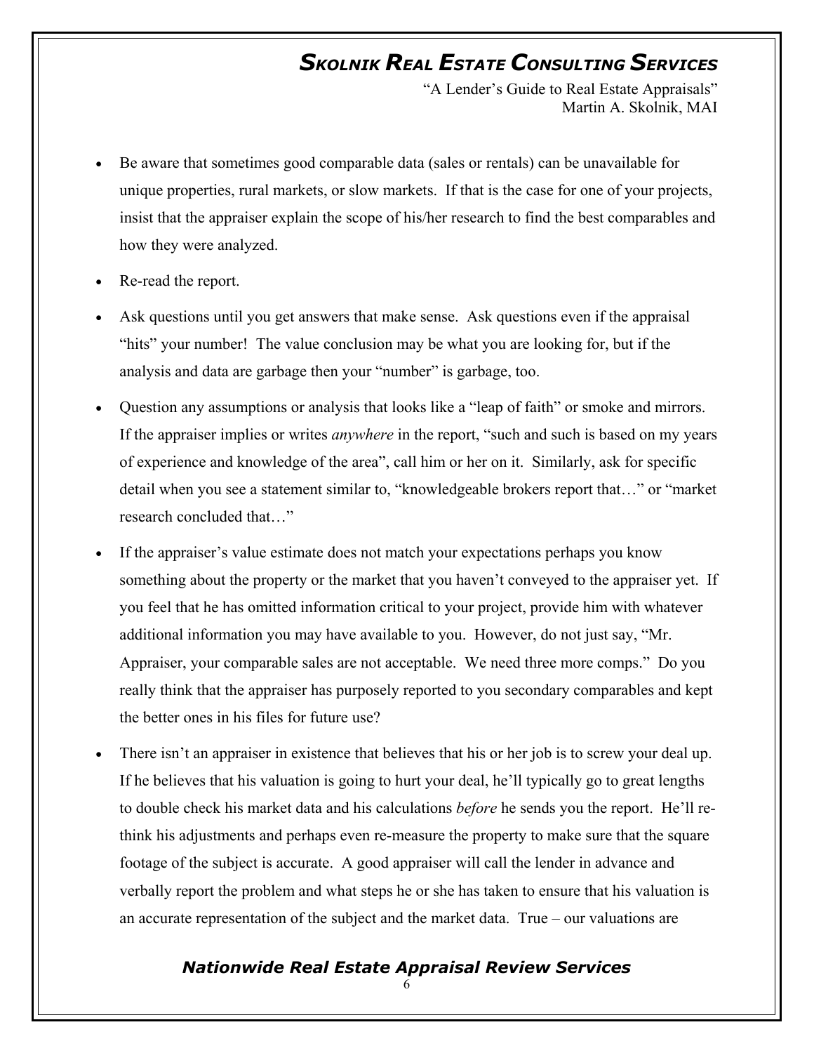- Be aware that sometimes good comparable data (sales or rentals) can be unavailable for unique properties, rural markets, or slow markets. If that is the case for one of your projects, insist that the appraiser explain the scope of his/her research to find the best comparables and how they were analyzed.
- Re-read the report.
- Ask questions until you get answers that make sense. Ask questions even if the appraisal "hits" your number! The value conclusion may be what you are looking for, but if the analysis and data are garbage then your "number" is garbage, too.
- Question any assumptions or analysis that looks like a "leap of faith" or smoke and mirrors. If the appraiser implies or writes *anywhere* in the report, "such and such is based on my years of experience and knowledge of the area", call him or her on it. Similarly, ask for specific detail when you see a statement similar to, "knowledgeable brokers report that…" or "market research concluded that…"
- If the appraiser's value estimate does not match your expectations perhaps you know something about the property or the market that you haven't conveyed to the appraiser yet. If you feel that he has omitted information critical to your project, provide him with whatever additional information you may have available to you. However, do not just say, "Mr. Appraiser, your comparable sales are not acceptable. We need three more comps." Do you really think that the appraiser has purposely reported to you secondary comparables and kept the better ones in his files for future use?
- There isn't an appraiser in existence that believes that his or her job is to screw your deal up. If he believes that his valuation is going to hurt your deal, he'll typically go to great lengths to double check his market data and his calculations *before* he sends you the report. He'll re-think his adjustments and perhaps even re-measure the property to make sure that the square footage of the subject is accurate. A good appraiser will call the lender in advance and verbally report the problem and what steps he or she has taken to ensure that his valuation is an accurate representation of the subject and the market data. True – our valuations are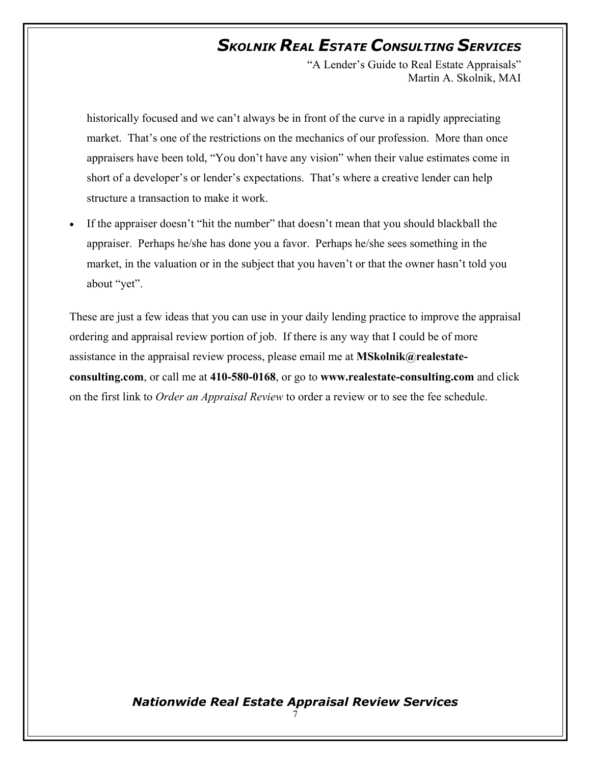historically focused and we can't always be in front of the curve in a rapidly appreciating market. That's one of the restrictions on the mechanics of our profession. More than once appraisers have been told, "You don't have any vision" when their value estimates come in short of a developer's or lender's expectations. That's where a creative lender can help structure a transaction to make it work.

- If the appraiser doesn't "hit the number" that doesn't mean that you should blackball the appraiser. Perhaps he/she has done you a favor. Perhaps he/she sees something in the market, in the valuation or in the subject that you haven't or that the owner hasn't told you about "yet".

These are just a few ideas that you can use in your daily lending practice to improve the appraisal ordering and appraisal review portion of job. If there is any way that I could be of more assistance in the appraisal review process, please email me at **MSkolnik@realestate-consulting.com**, or call me at **410-580-0168**, or go to **www.realestate-consulting.com** and click on the first link to *Order an Appraisal Review* to order a review or to see the fee schedule.